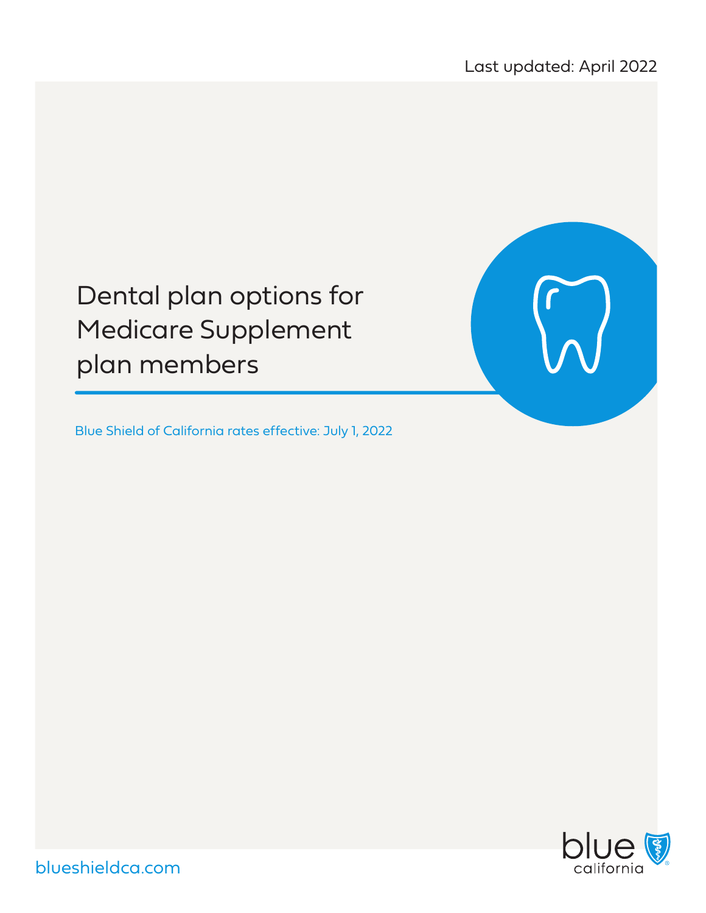Last updated: April 2022

# Dental plan options for Medicare Supplement plan members

Blue Shield of California rates effective: July 1, 2022

blueshieldca.com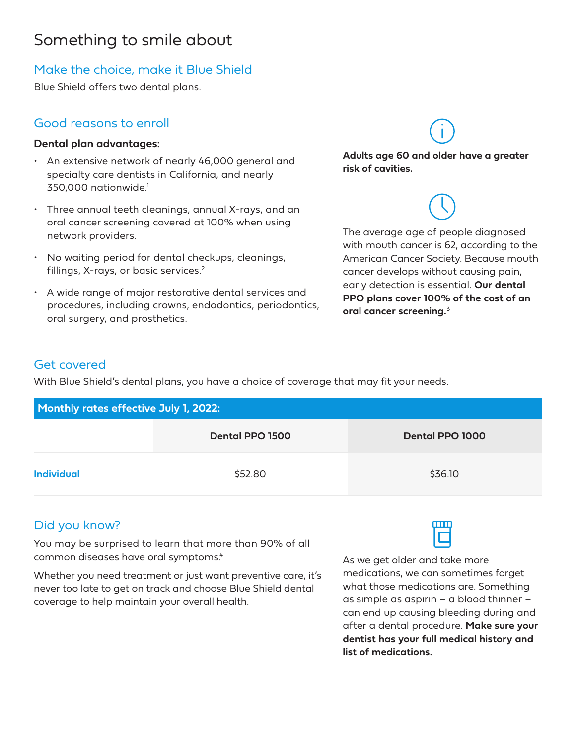# Something to smile about

## Make the choice, make it Blue Shield

Blue Shield offers two dental plans.

## Good reasons to enroll

**Dental plan advantages:**

- An extensive network of nearly 46,000 general and specialty care dentists in California, and nearly 350,000 nationwide.[1]
- Three annual teeth cleanings, annual X-rays, and an oral cancer screening covered at 100% when using network providers.
- No waiting period for dental checkups, cleanings, fillings, X-rays, or basic services.[2]
- A wide range of major restorative dental services and procedures, including crowns, endodontics, periodontics, oral surgery, and prosthetics.

**Adults age 60 and older have a greater risk of cavities.**

The average age of people diagnosed with mouth cancer is 62, according to the American Cancer Society. Because mouth cancer develops without causing pain, early detection is essential. **Our dental PPO plans cover 100% of the cost of an oral cancer screening.**[3]

## Get covered

With Blue Shield's dental plans, you have a choice of coverage that may fit your needs.

**Monthly rates effective July 1, 2022:**

| | Dental PPO 1500 | Dental PPO 1000 |
|---|---|---|
| **Individual** | $52.80 | $36.10 |

## Did you know?

You may be surprised to learn that more than 90% of all common diseases have oral symptoms.[4]

Whether you need treatment or just want preventive care, it's never too late to get on track and choose Blue Shield dental coverage to help maintain your overall health.

As we get older and take more medications, we can sometimes forget what those medications are. Something as simple as aspirin – a blood thinner – can end up causing bleeding during and after a dental procedure. **Make sure your dentist has your full medical history and list of medications.**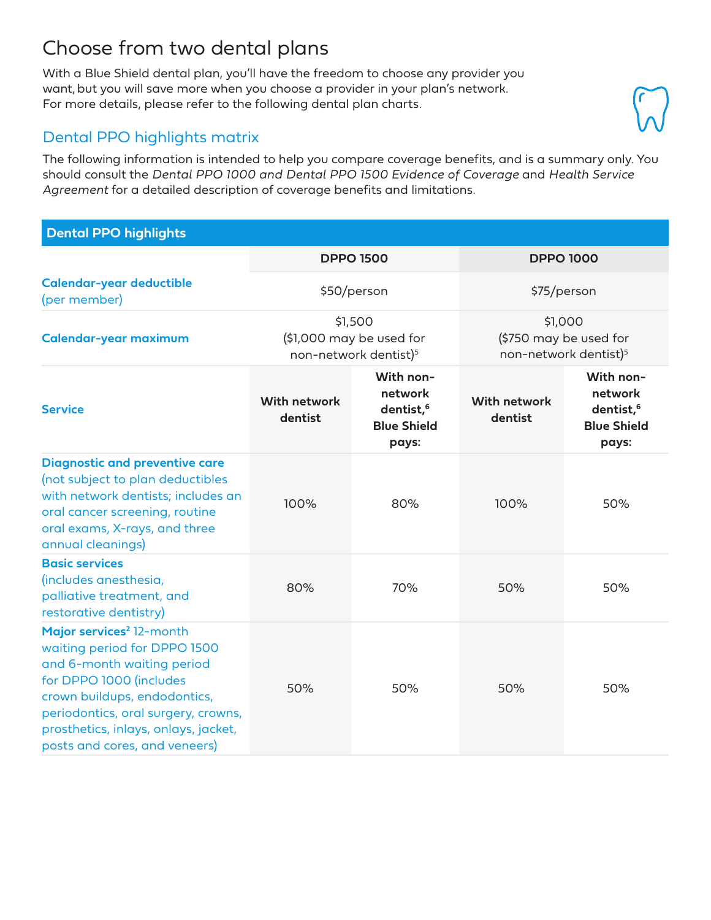# Choose from two dental plans

With a Blue Shield dental plan, you'll have the freedom to choose any provider you want, but you will save more when you choose a provider in your plan's network. For more details, please refer to the following dental plan charts.

## Dental PPO highlights matrix

The following information is intended to help you compare coverage benefits, and is a summary only. You should consult the *Dental PPO 1000 and Dental PPO 1500 Evidence of Coverage* and *Health Service Agreement* for a detailed description of coverage benefits and limitations.

| **Dental PPO highlights** | | | | |
|---|---|---|---|---|
| | **DPPO 1500** | | **DPPO 1000** | |
| **Calendar-year deductible** (per member) | $50/person | | $75/person | |
| **Calendar-year maximum** | $1,500 ($1,000 may be used for non-network dentist)[5] | | $1,000 ($750 may be used for non-network dentist)[5] | |
| **Service** | **With network dentist** | **With non-network dentist,[6] Blue Shield pays:** | **With network dentist** | **With non-network dentist,[6] Blue Shield pays:** |
| **Diagnostic and preventive care** (not subject to plan deductibles with network dentists; includes an oral cancer screening, routine oral exams, X-rays, and three annual cleanings) | 100% | 80% | 100% | 50% |
| **Basic services** (includes anesthesia, palliative treatment, and restorative dentistry) | 80% | 70% | 50% | 50% |
| **Major services[2]** 12-month waiting period for DPPO 1500 and 6-month waiting period for DPPO 1000 (includes crown buildups, endodontics, periodontics, oral surgery, crowns, prosthetics, inlays, onlays, jacket, posts and cores, and veneers) | 50% | 50% | 50% | 50% |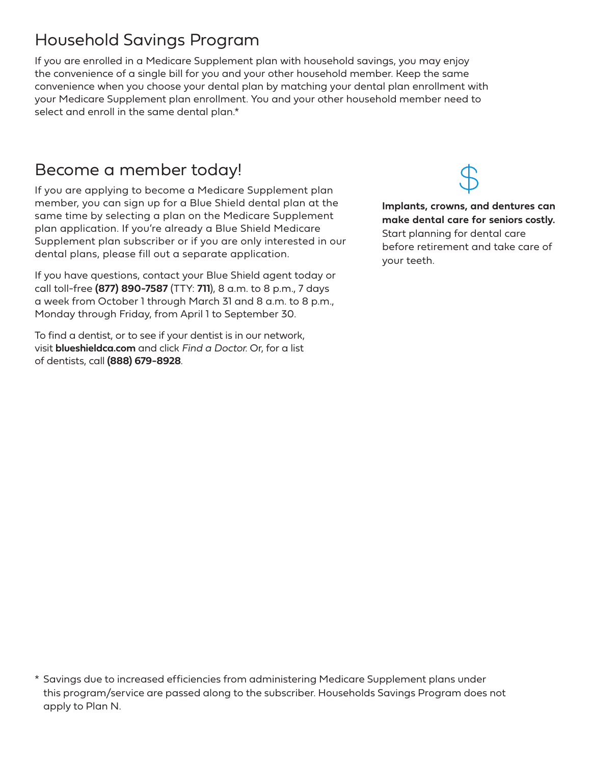## Household Savings Program

If you are enrolled in a Medicare Supplement plan with household savings, you may enjoy the convenience of a single bill for you and your other household member. Keep the same convenience when you choose your dental plan by matching your dental plan enrollment with your Medicare Supplement plan enrollment. You and your other household member need to select and enroll in the same dental plan.*

## Become a member today!

If you are applying to become a Medicare Supplement plan member, you can sign up for a Blue Shield dental plan at the same time by selecting a plan on the Medicare Supplement plan application. If you're already a Blue Shield Medicare Supplement plan subscriber or if you are only interested in our dental plans, please fill out a separate application.

If you have questions, contact your Blue Shield agent today or call toll-free **(877) 890-7587** (TTY: **711**), 8 a.m. to 8 p.m., 7 days a week from October 1 through March 31 and 8 a.m. to 8 p.m., Monday through Friday, from April 1 to September 30.

To find a dentist, or to see if your dentist is in our network, visit **blueshieldca.com** and click *Find a Doctor*. Or, for a list of dentists, call **(888) 679-8928**.

$

**Implants, crowns, and dentures can make dental care for seniors costly.** Start planning for dental care before retirement and take care of your teeth.

\* Savings due to increased efficiencies from administering Medicare Supplement plans under this program/service are passed along to the subscriber. Households Savings Program does not apply to Plan N.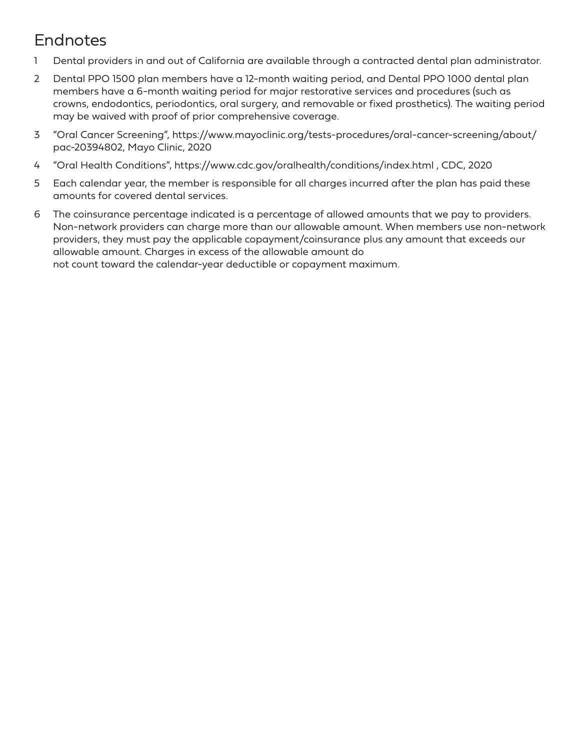# Endnotes

1. Dental providers in and out of California are available through a contracted dental plan administrator.
2. Dental PPO 1500 plan members have a 12-month waiting period, and Dental PPO 1000 dental plan members have a 6-month waiting period for major restorative services and procedures (such as crowns, endodontics, periodontics, oral surgery, and removable or fixed prosthetics). The waiting period may be waived with proof of prior comprehensive coverage.
3. "Oral Cancer Screening", https://www.mayoclinic.org/tests-procedures/oral-cancer-screening/about/pac-20394802, Mayo Clinic, 2020
4. "Oral Health Conditions", https://www.cdc.gov/oralhealth/conditions/index.html , CDC, 2020
5. Each calendar year, the member is responsible for all charges incurred after the plan has paid these amounts for covered dental services.
6. The coinsurance percentage indicated is a percentage of allowed amounts that we pay to providers. Non-network providers can charge more than our allowable amount. When members use non-network providers, they must pay the applicable copayment/coinsurance plus any amount that exceeds our allowable amount. Charges in excess of the allowable amount do not count toward the calendar-year deductible or copayment maximum.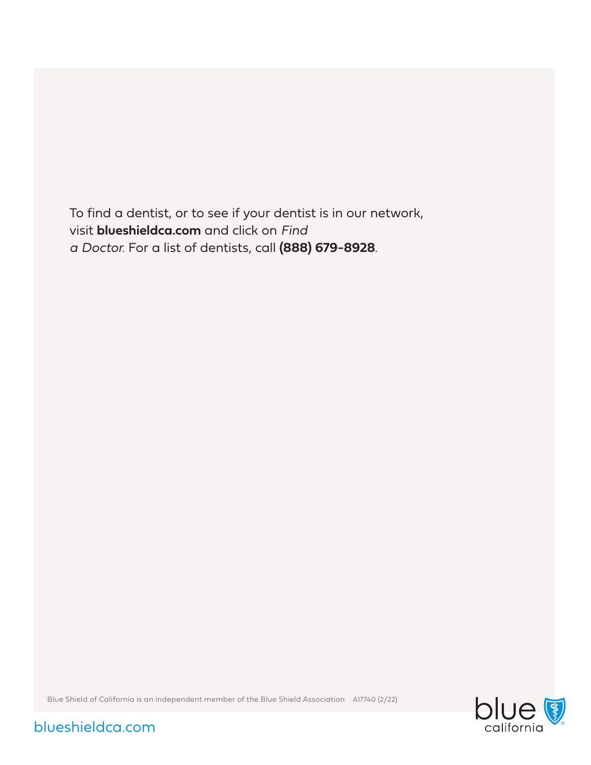To find a dentist, or to see if your dentist is in our network, visit **blueshieldca.com** and click on *Find a Doctor*. For a list of dentists, call **(888) 679-8928**.

Blue Shield of California is an independent member of the Blue Shield Association A17740 (2/22)

blueshieldca.com